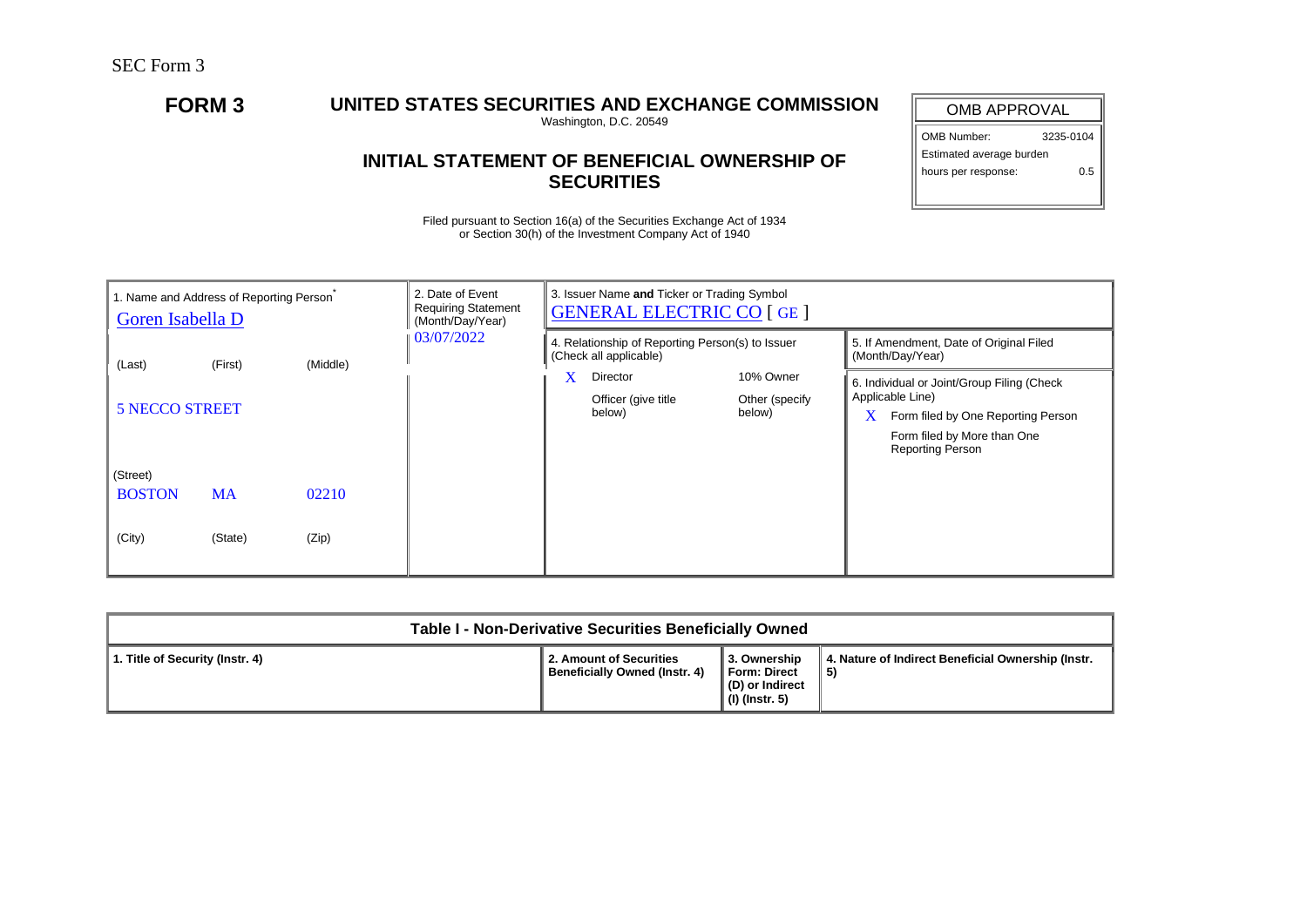SEC Form 3

# FORM 3

## UNITED STATES SECURITIES AND EXCHANGE COMMISSION

Washington, D.C. 20549

## INITIAL STATEMENT OF BENEFICIAL OWNERSHIP OF SECURITIES

Filed pursuant to Section 16(a) of the Securities Exchange Act of 1934 or Section 30(h) of the Investment Company Act of 1940

| OMB APPROVAL | |
|---|---|
| OMB Number: | 3235-0104 |
| Estimated average burden hours per response: | 0.5 |

| 1. Name and Address of Reporting Person* | 2. Date of Event Requiring Statement (Month/Day/Year) | 3. Issuer Name **and** Ticker or Trading Symbol |
|---|---|---|
| Goren Isabella D | 03/07/2022 | GENERAL ELECTRIC CO [ GE ] |
| (Last) (First) (Middle) | | |
| 5 NECCO STREET | | |
| (Street) | | |
| BOSTON MA 02210 | | |
| (City) (State) (Zip) | | |

4. Relationship of Reporting Person(s) to Issuer (Check all applicable)

| | | | |
|---|---|---|---|
| X | Director | | 10% Owner |
| | Officer (give title below) | | Other (specify below) |

5. If Amendment, Date of Original Filed (Month/Day/Year)

6. Individual or Joint/Group Filing (Check Applicable Line)

| | |
|---|---|
| X | Form filed by One Reporting Person |
| | Form filed by More than One Reporting Person |

| Table I - Non-Derivative Securities Beneficially Owned | | | |
|---|---|---|---|
| **1. Title of Security (Instr. 4)** | **2. Amount of Securities Beneficially Owned (Instr. 4)** | **3. Ownership Form: Direct (D) or Indirect (I) (Instr. 5)** | **4. Nature of Indirect Beneficial Ownership (Instr. 5)** |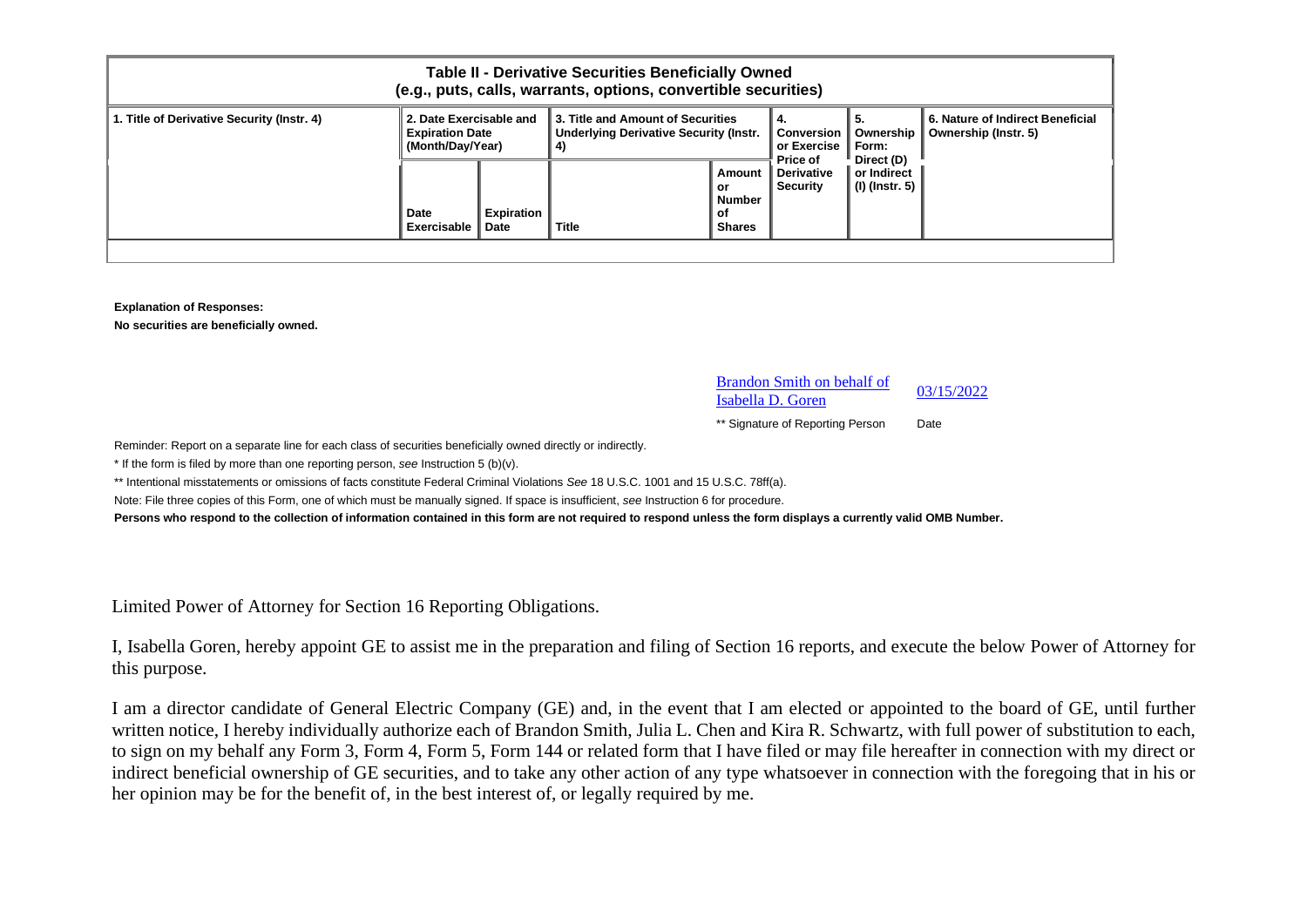**Table II - Derivative Securities Beneficially Owned**
**(e.g., puts, calls, warrants, options, convertible securities)**

| 1. Title of Derivative Security (Instr. 4) | 2. Date Exercisable and Expiration Date (Month/Day/Year) | | 3. Title and Amount of Securities Underlying Derivative Security (Instr. 4) | | 4. Conversion or Exercise Price of Derivative Security | 5. Ownership Form: Direct (D) or Indirect (I) (Instr. 5) | 6. Nature of Indirect Beneficial Ownership (Instr. 5) |
|---|---|---|---|---|---|---|---|
| | Date Exercisable | Expiration Date | Title | Amount or Number of Shares | | | |
| | | | | | | | |

**Explanation of Responses:**

**No securities are beneficially owned.**

Brandon Smith on behalf of Isabella D. Goren 03/15/2022

** Signature of Reporting Person Date

Reminder: Report on a separate line for each class of securities beneficially owned directly or indirectly.

* If the form is filed by more than one reporting person, *see* Instruction 5 (b)(v).

** Intentional misstatements or omissions of facts constitute Federal Criminal Violations *See* 18 U.S.C. 1001 and 15 U.S.C. 78ff(a).

Note: File three copies of this Form, one of which must be manually signed. If space is insufficient, *see* Instruction 6 for procedure.

**Persons who respond to the collection of information contained in this form are not required to respond unless the form displays a currently valid OMB Number.**

Limited Power of Attorney for Section 16 Reporting Obligations.

I, Isabella Goren, hereby appoint GE to assist me in the preparation and filing of Section 16 reports, and execute the below Power of Attorney for this purpose.

I am a director candidate of General Electric Company (GE) and, in the event that I am elected or appointed to the board of GE, until further written notice, I hereby individually authorize each of Brandon Smith, Julia L. Chen and Kira R. Schwartz, with full power of substitution to each, to sign on my behalf any Form 3, Form 4, Form 5, Form 144 or related form that I have filed or may file hereafter in connection with my direct or indirect beneficial ownership of GE securities, and to take any other action of any type whatsoever in connection with the foregoing that in his or her opinion may be for the benefit of, in the best interest of, or legally required by me.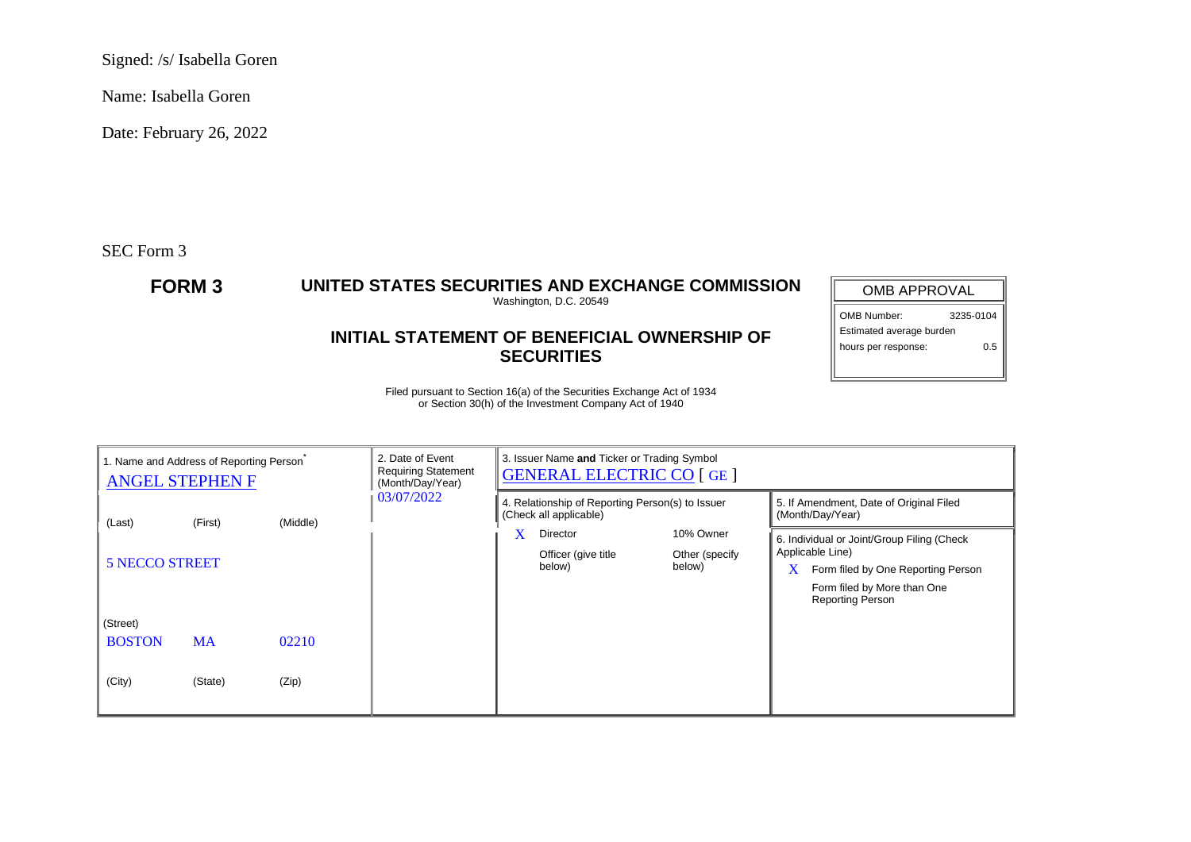Signed: /s/ Isabella Goren

Name: Isabella Goren

Date: February 26, 2022

SEC Form 3

# FORM 3

## UNITED STATES SECURITIES AND EXCHANGE COMMISSION

Washington, D.C. 20549

## INITIAL STATEMENT OF BENEFICIAL OWNERSHIP OF SECURITIES

Filed pursuant to Section 16(a) of the Securities Exchange Act of 1934 or Section 30(h) of the Investment Company Act of 1940

| OMB APPROVAL | |
|---|---|
| OMB Number: | 3235-0104 |
| Estimated average burden hours per response: | 0.5 |

| 1. Name and Address of Reporting Person* | 2. Date of Event Requiring Statement (Month/Day/Year) | 3. Issuer Name **and** Ticker or Trading Symbol | |
|---|---|---|---|
| ANGEL STEPHEN F | 03/07/2022 | GENERAL ELECTRIC CO [ GE ] | |
| (Last) (First) (Middle) | | 4. Relationship of Reporting Person(s) to Issuer (Check all applicable) | 5. If Amendment, Date of Original Filed (Month/Day/Year) |
| 5 NECCO STREET | | X Director | 10% Owner | 6. Individual or Joint/Group Filing (Check Applicable Line) |
| (Street) | | Officer (give title below) | Other (specify below) | X Form filed by One Reporting Person |
| BOSTON MA 02210 | | | Form filed by More than One Reporting Person |
| (City) (State) (Zip) | | | |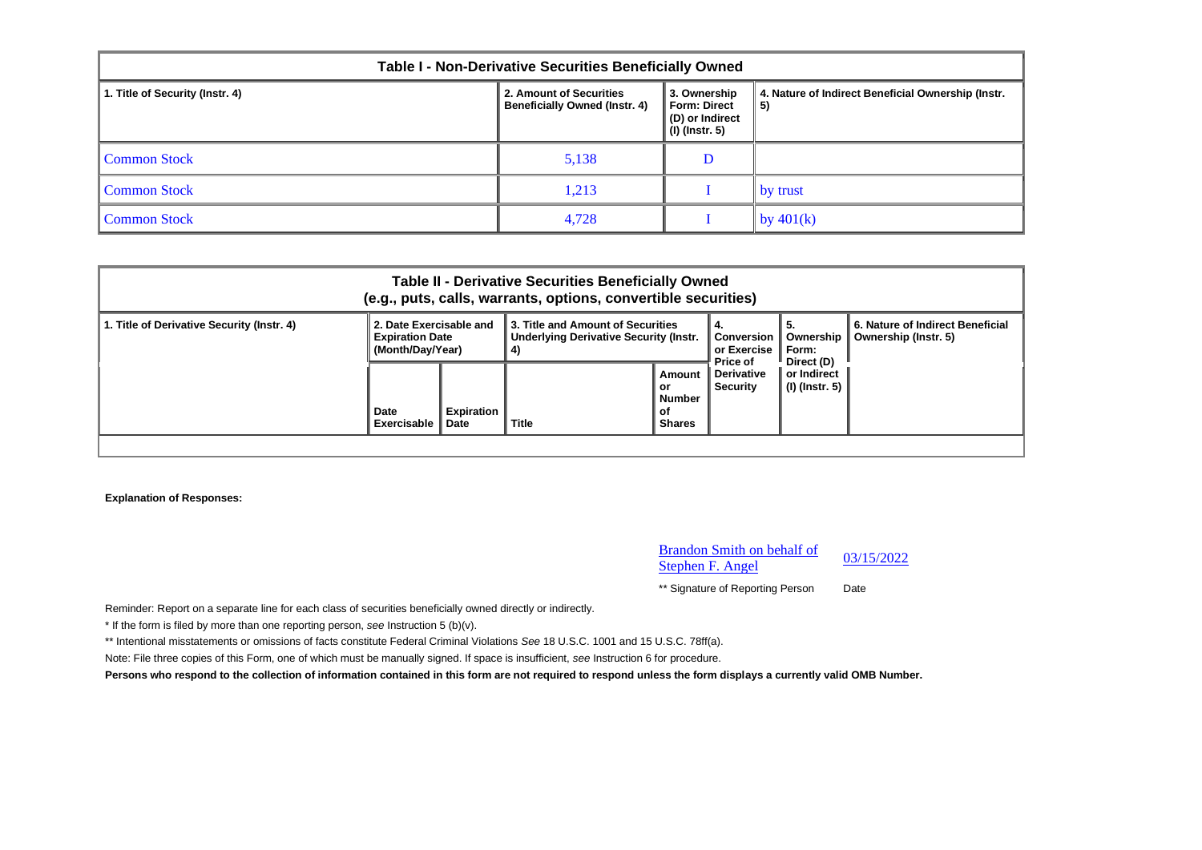## Table I - Non-Derivative Securities Beneficially Owned

| 1. Title of Security (Instr. 4) | 2. Amount of Securities Beneficially Owned (Instr. 4) | 3. Ownership Form: Direct (D) or Indirect (I) (Instr. 5) | 4. Nature of Indirect Beneficial Ownership (Instr. 5) |
|---|---|---|---|
| Common Stock | 5,138 | D | |
| Common Stock | 1,213 | I | by trust |
| Common Stock | 4,728 | I | by 401(k) |

## Table II - Derivative Securities Beneficially Owned (e.g., puts, calls, warrants, options, convertible securities)

| 1. Title of Derivative Security (Instr. 4) | 2. Date Exercisable and Expiration Date (Month/Day/Year) | | 3. Title and Amount of Securities Underlying Derivative Security (Instr. 4) | | 4. Conversion or Exercise Price of Derivative Security | 5. Ownership Form: Direct (D) or Indirect (I) (Instr. 5) | 6. Nature of Indirect Beneficial Ownership (Instr. 5) |
|---|---|---|---|---|---|---|---|
| | Date Exercisable | Expiration Date | Title | Amount or Number of Shares | | | |

**Explanation of Responses:**

Brandon Smith on behalf of Stephen F. Angel — 03/15/2022

** Signature of Reporting Person — Date

Reminder: Report on a separate line for each class of securities beneficially owned directly or indirectly.

* If the form is filed by more than one reporting person, *see* Instruction 5 (b)(v).

** Intentional misstatements or omissions of facts constitute Federal Criminal Violations *See* 18 U.S.C. 1001 and 15 U.S.C. 78ff(a).

Note: File three copies of this Form, one of which must be manually signed. If space is insufficient, *see* Instruction 6 for procedure.

**Persons who respond to the collection of information contained in this form are not required to respond unless the form displays a currently valid OMB Number.**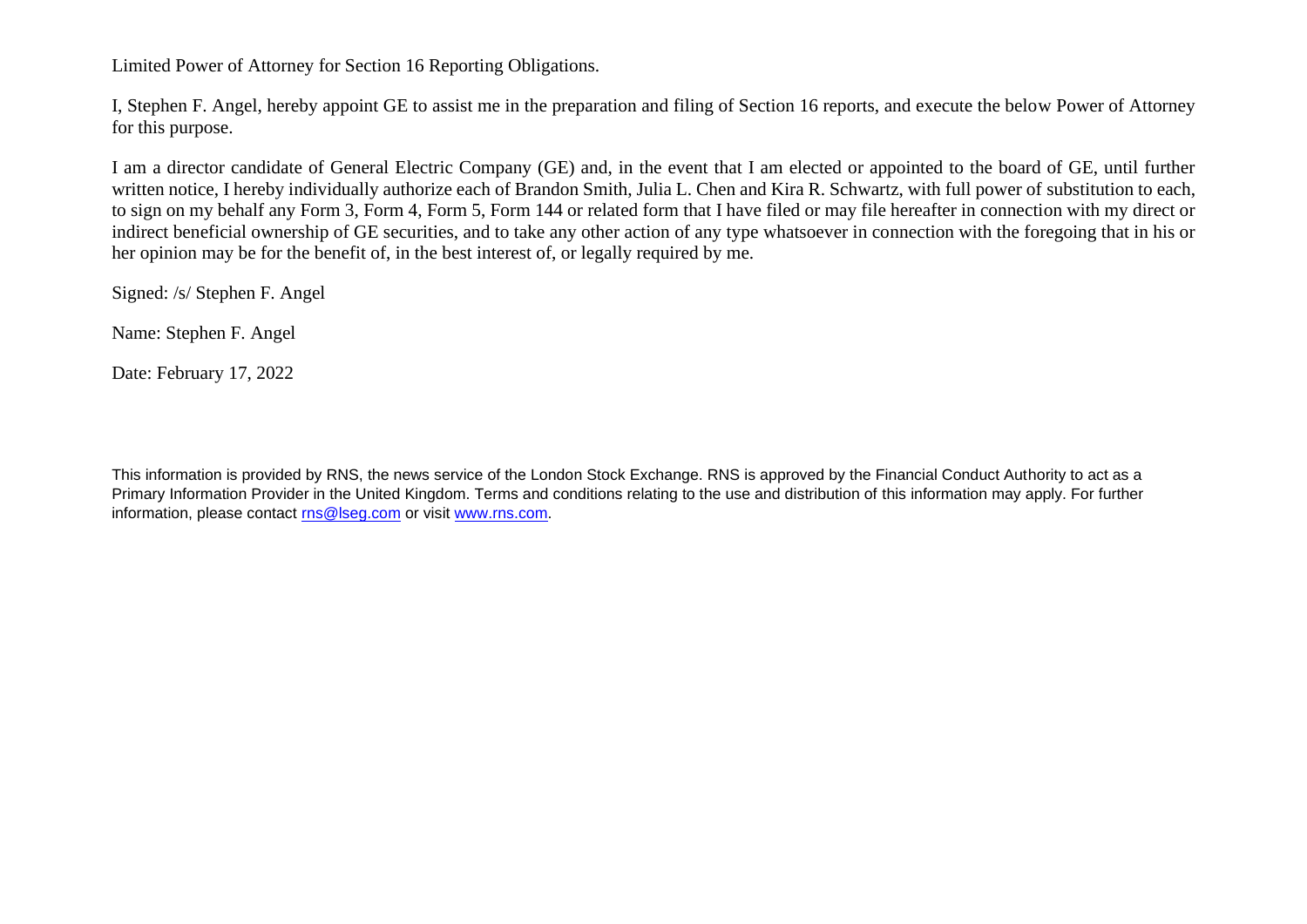Limited Power of Attorney for Section 16 Reporting Obligations.

I, Stephen F. Angel, hereby appoint GE to assist me in the preparation and filing of Section 16 reports, and execute the below Power of Attorney for this purpose.

I am a director candidate of General Electric Company (GE) and, in the event that I am elected or appointed to the board of GE, until further written notice, I hereby individually authorize each of Brandon Smith, Julia L. Chen and Kira R. Schwartz, with full power of substitution to each, to sign on my behalf any Form 3, Form 4, Form 5, Form 144 or related form that I have filed or may file hereafter in connection with my direct or indirect beneficial ownership of GE securities, and to take any other action of any type whatsoever in connection with the foregoing that in his or her opinion may be for the benefit of, in the best interest of, or legally required by me.

Signed: /s/ Stephen F. Angel

Name: Stephen F. Angel

Date: February 17, 2022

This information is provided by RNS, the news service of the London Stock Exchange. RNS is approved by the Financial Conduct Authority to act as a Primary Information Provider in the United Kingdom. Terms and conditions relating to the use and distribution of this information may apply. For further information, please contact rns@lseg.com or visit www.rns.com.